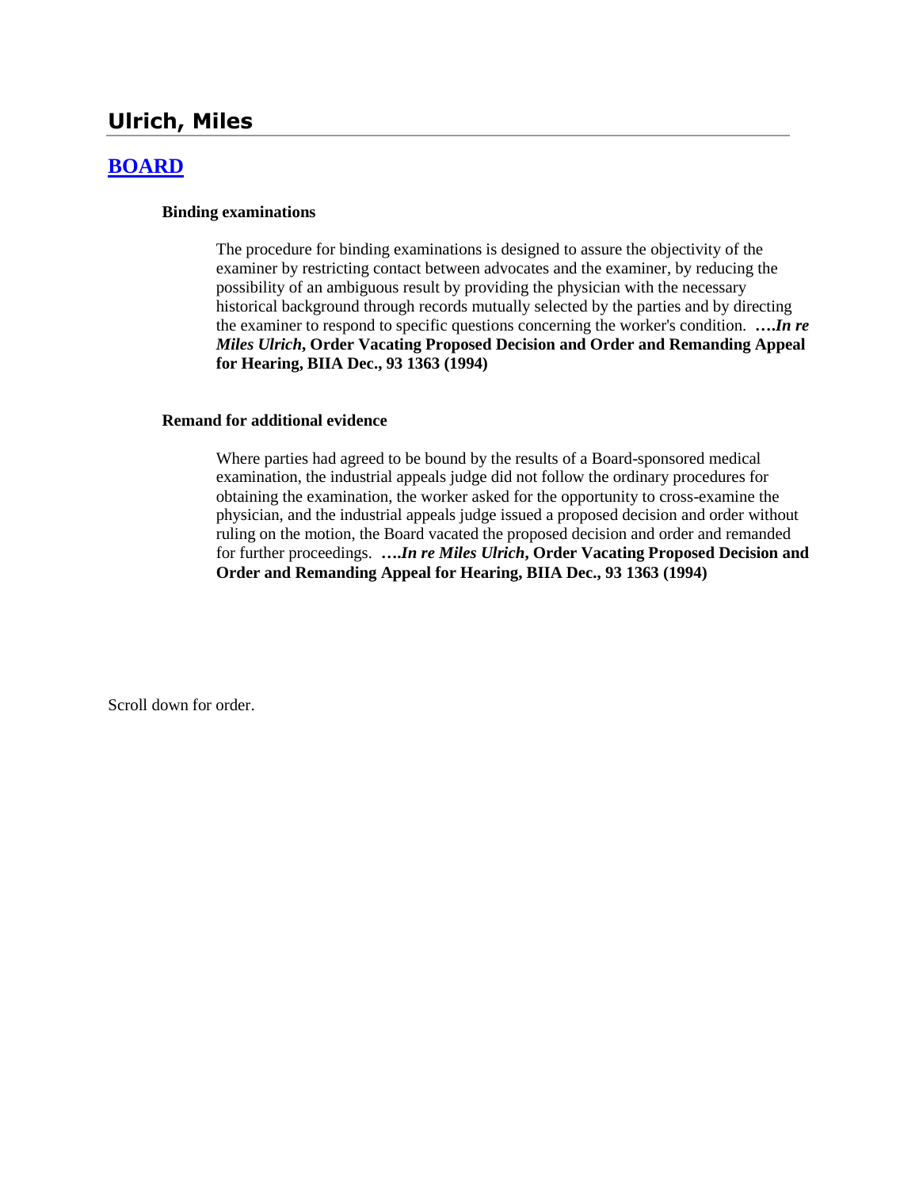# Ulrich, Miles

## BOARD

### Binding examinations

The procedure for binding examinations is designed to assure the objectivity of the examiner by restricting contact between advocates and the examiner, by reducing the possibility of an ambiguous result by providing the physician with the necessary historical background through records mutually selected by the parties and by directing the examiner to respond to specific questions concerning the worker's condition. ****….In re Miles Ulrich*, Order Vacating Proposed Decision and Order and Remanding Appeal for Hearing, BIIA Dec., 93 1363 (1994)**

### Remand for additional evidence

Where parties had agreed to be bound by the results of a Board-sponsored medical examination, the industrial appeals judge did not follow the ordinary procedures for obtaining the examination, the worker asked for the opportunity to cross-examine the physician, and the industrial appeals judge issued a proposed decision and order without ruling on the motion, the Board vacated the proposed decision and order and remanded for further proceedings. ****….In re Miles Ulrich*, Order Vacating Proposed Decision and Order and Remanding Appeal for Hearing, BIIA Dec., 93 1363 (1994)**

Scroll down for order.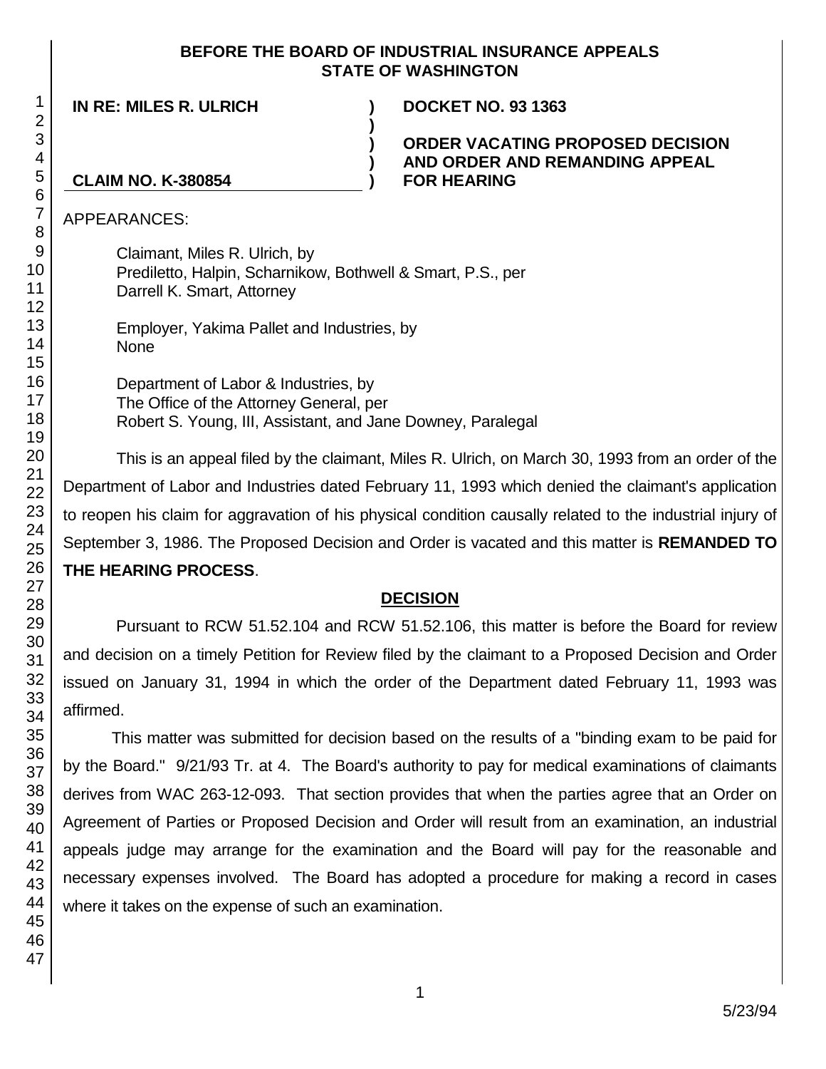**BEFORE THE BOARD OF INDUSTRIAL INSURANCE APPEALS**
**STATE OF WASHINGTON**

| | | |
|---|---|---|
| **IN RE: MILES R. ULRICH** | **)** | **DOCKET NO. 93 1363** |
| | **)** | |
| | **)** | **ORDER VACATING PROPOSED DECISION** |
| | **)** | **AND ORDER AND REMANDING APPEAL** |
| **CLAIM NO. K-380854** | **)** | **FOR HEARING** |

APPEARANCES:

Claimant, Miles R. Ulrich, by
Prediletto, Halpin, Scharnikow, Bothwell & Smart, P.S., per
Darrell K. Smart, Attorney

Employer, Yakima Pallet and Industries, by
None

Department of Labor & Industries, by
The Office of the Attorney General, per
Robert S. Young, III, Assistant, and Jane Downey, Paralegal

This is an appeal filed by the claimant, Miles R. Ulrich, on March 30, 1993 from an order of the Department of Labor and Industries dated February 11, 1993 which denied the claimant's application to reopen his claim for aggravation of his physical condition causally related to the industrial injury of September 3, 1986. The Proposed Decision and Order is vacated and this matter is **REMANDED TO THE HEARING PROCESS**.

## DECISION

Pursuant to RCW 51.52.104 and RCW 51.52.106, this matter is before the Board for review and decision on a timely Petition for Review filed by the claimant to a Proposed Decision and Order issued on January 31, 1994 in which the order of the Department dated February 11, 1993 was affirmed.

This matter was submitted for decision based on the results of a "binding exam to be paid for by the Board." 9/21/93 Tr. at 4. The Board's authority to pay for medical examinations of claimants derives from WAC 263-12-093. That section provides that when the parties agree that an Order on Agreement of Parties or Proposed Decision and Order will result from an examination, an industrial appeals judge may arrange for the examination and the Board will pay for the reasonable and necessary expenses involved. The Board has adopted a procedure for making a record in cases where it takes on the expense of such an examination.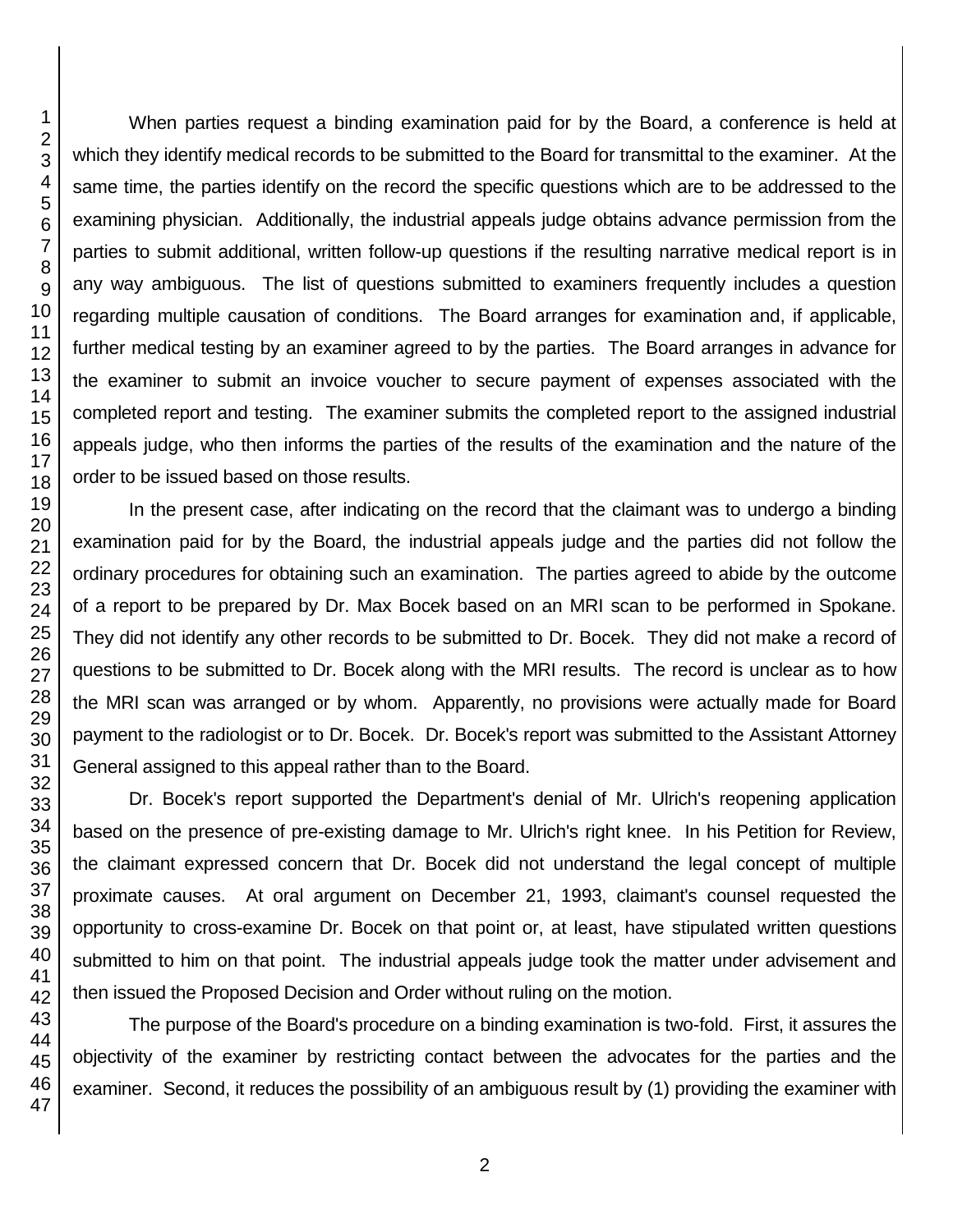When parties request a binding examination paid for by the Board, a conference is held at which they identify medical records to be submitted to the Board for transmittal to the examiner. At the same time, the parties identify on the record the specific questions which are to be addressed to the examining physician. Additionally, the industrial appeals judge obtains advance permission from the parties to submit additional, written follow-up questions if the resulting narrative medical report is in any way ambiguous. The list of questions submitted to examiners frequently includes a question regarding multiple causation of conditions. The Board arranges for examination and, if applicable, further medical testing by an examiner agreed to by the parties. The Board arranges in advance for the examiner to submit an invoice voucher to secure payment of expenses associated with the completed report and testing. The examiner submits the completed report to the assigned industrial appeals judge, who then informs the parties of the results of the examination and the nature of the order to be issued based on those results.

In the present case, after indicating on the record that the claimant was to undergo a binding examination paid for by the Board, the industrial appeals judge and the parties did not follow the ordinary procedures for obtaining such an examination. The parties agreed to abide by the outcome of a report to be prepared by Dr. Max Bocek based on an MRI scan to be performed in Spokane. They did not identify any other records to be submitted to Dr. Bocek. They did not make a record of questions to be submitted to Dr. Bocek along with the MRI results. The record is unclear as to how the MRI scan was arranged or by whom. Apparently, no provisions were actually made for Board payment to the radiologist or to Dr. Bocek. Dr. Bocek's report was submitted to the Assistant Attorney General assigned to this appeal rather than to the Board.

Dr. Bocek's report supported the Department's denial of Mr. Ulrich's reopening application based on the presence of pre-existing damage to Mr. Ulrich's right knee. In his Petition for Review, the claimant expressed concern that Dr. Bocek did not understand the legal concept of multiple proximate causes. At oral argument on December 21, 1993, claimant's counsel requested the opportunity to cross-examine Dr. Bocek on that point or, at least, have stipulated written questions submitted to him on that point. The industrial appeals judge took the matter under advisement and then issued the Proposed Decision and Order without ruling on the motion.

The purpose of the Board's procedure on a binding examination is two-fold. First, it assures the objectivity of the examiner by restricting contact between the advocates for the parties and the examiner. Second, it reduces the possibility of an ambiguous result by (1) providing the examiner with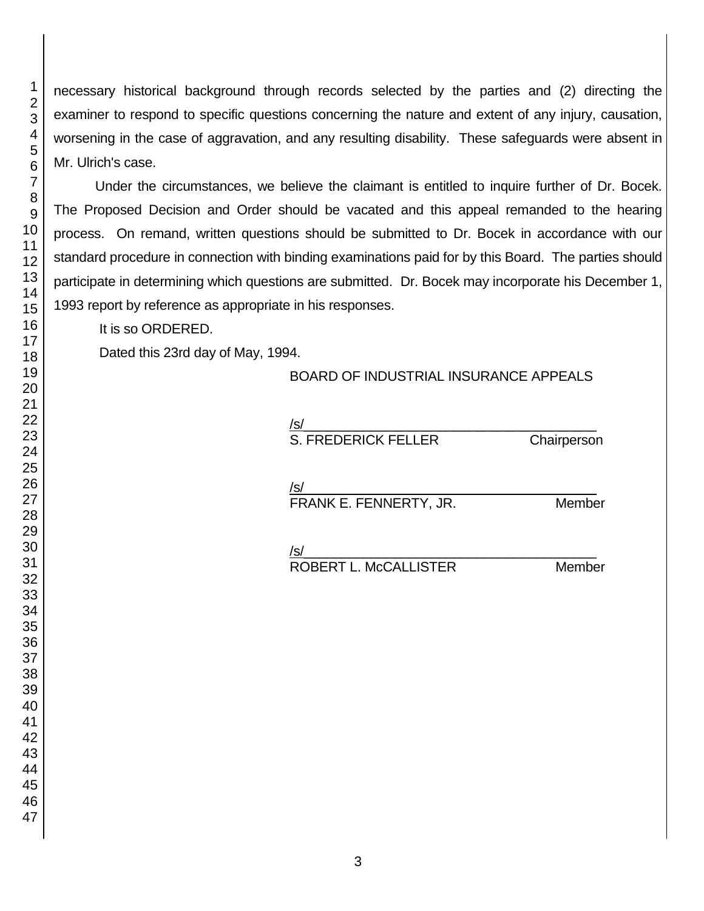necessary historical background through records selected by the parties and (2) directing the examiner to respond to specific questions concerning the nature and extent of any injury, causation, worsening in the case of aggravation, and any resulting disability. These safeguards were absent in Mr. Ulrich's case.

Under the circumstances, we believe the claimant is entitled to inquire further of Dr. Bocek. The Proposed Decision and Order should be vacated and this appeal remanded to the hearing process. On remand, written questions should be submitted to Dr. Bocek in accordance with our standard procedure in connection with binding examinations paid for by this Board. The parties should participate in determining which questions are submitted. Dr. Bocek may incorporate his December 1, 1993 report by reference as appropriate in his responses.

It is so ORDERED.

Dated this 23rd day of May, 1994.

BOARD OF INDUSTRIAL INSURANCE APPEALS

/s/
S. FREDERICK FELLER, Chairperson

/s/
FRANK E. FENNERTY, JR., Member

/s/
ROBERT L. McCALLISTER, Member